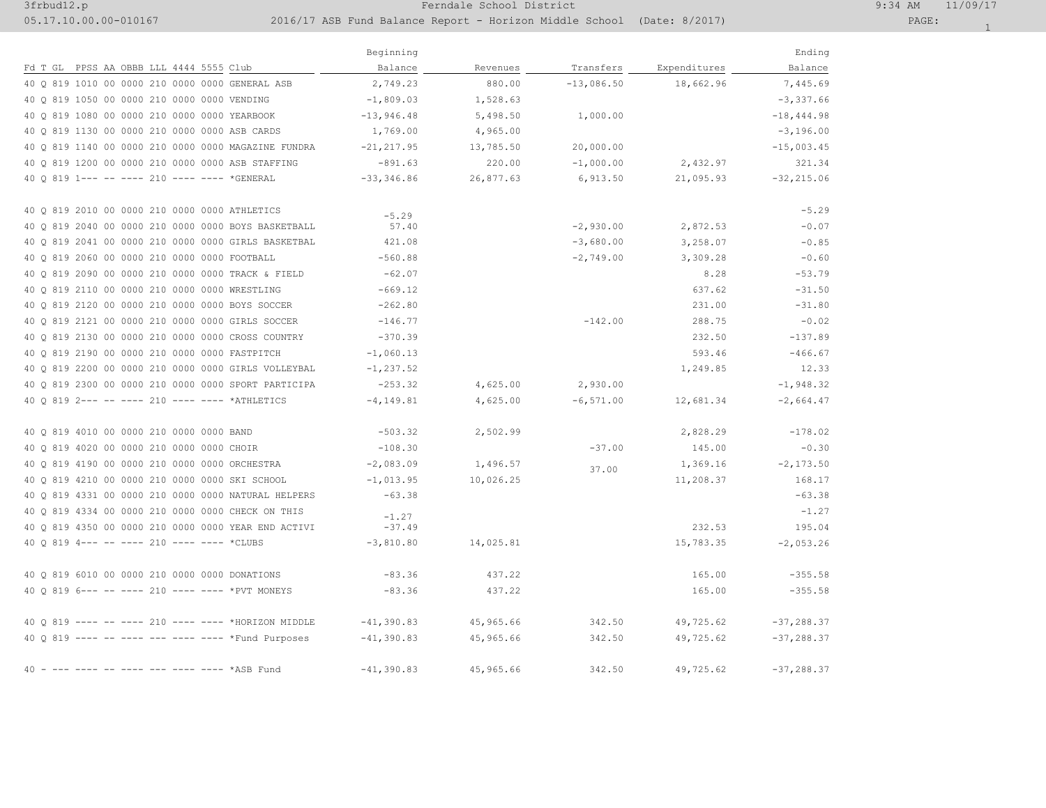Ferndale School District

2016/17 ASB Fund Balance Report - Horizon Middle School (Date: 8/2017)

| Fd T GL PPSS AA OBBB LLL 4444 5555 Club | Beginning Balance | Revenues | Transfers | Expenditures | Ending Balance |
|---|---|---|---|---|---|
| 40 Q 819 1010 00 0000 210 0000 0000 GENERAL ASB | 2,749.23 | 880.00 | -13,086.50 | 18,662.96 | 7,445.69 |
| 40 Q 819 1050 00 0000 210 0000 0000 VENDING | -1,809.03 | 1,528.63 | | | -3,337.66 |
| 40 Q 819 1080 00 0000 210 0000 0000 YEARBOOK | -13,946.48 | 5,498.50 | 1,000.00 | | -18,444.98 |
| 40 Q 819 1130 00 0000 210 0000 0000 ASB CARDS | 1,769.00 | 4,965.00 | | | -3,196.00 |
| 40 Q 819 1140 00 0000 210 0000 0000 MAGAZINE FUNDRA | -21,217.95 | 13,785.50 | 20,000.00 | | -15,003.45 |
| 40 Q 819 1200 00 0000 210 0000 0000 ASB STAFFING | -891.63 | 220.00 | -1,000.00 | 2,432.97 | 321.34 |
| 40 Q 819 1--- -- ---- 210 ---- ---- *GENERAL | -33,346.86 | 26,877.63 | 6,913.50 | 21,095.93 | -32,215.06 |
| | | | | | |
| 40 Q 819 2010 00 0000 210 0000 0000 ATHLETICS | -5.29 | | | | -5.29 |
| 40 Q 819 2040 00 0000 210 0000 0000 BOYS BASKETBALL | 57.40 | | -2,930.00 | 2,872.53 | -0.07 |
| 40 Q 819 2041 00 0000 210 0000 0000 GIRLS BASKETBAL | 421.08 | | -3,680.00 | 3,258.07 | -0.85 |
| 40 Q 819 2060 00 0000 210 0000 0000 FOOTBALL | -560.88 | | -2,749.00 | 3,309.28 | -0.60 |
| 40 Q 819 2090 00 0000 210 0000 0000 TRACK & FIELD | -62.07 | | | 8.28 | -53.79 |
| 40 Q 819 2110 00 0000 210 0000 0000 WRESTLING | -669.12 | | | 637.62 | -31.50 |
| 40 Q 819 2120 00 0000 210 0000 0000 BOYS SOCCER | -262.80 | | | 231.00 | -31.80 |
| 40 Q 819 2121 00 0000 210 0000 0000 GIRLS SOCCER | -146.77 | | -142.00 | 288.75 | -0.02 |
| 40 Q 819 2130 00 0000 210 0000 0000 CROSS COUNTRY | -370.39 | | | 232.50 | -137.89 |
| 40 Q 819 2190 00 0000 210 0000 0000 FASTPITCH | -1,060.13 | | | 593.46 | -466.67 |
| 40 Q 819 2200 00 0000 210 0000 0000 GIRLS VOLLEYBAL | -1,237.52 | | | 1,249.85 | 12.33 |
| 40 Q 819 2300 00 0000 210 0000 0000 SPORT PARTICIPA | -253.32 | 4,625.00 | 2,930.00 | | -1,948.32 |
| 40 Q 819 2--- -- ---- 210 ---- ---- *ATHLETICS | -4,149.81 | 4,625.00 | -6,571.00 | 12,681.34 | -2,664.47 |
| | | | | | |
| 40 Q 819 4010 00 0000 210 0000 0000 BAND | -503.32 | 2,502.99 | | 2,828.29 | -178.02 |
| 40 Q 819 4020 00 0000 210 0000 0000 CHOIR | -108.30 | | -37.00 | 145.00 | -0.30 |
| 40 Q 819 4190 00 0000 210 0000 0000 ORCHESTRA | -2,083.09 | 1,496.57 | 37.00 | 1,369.16 | -2,173.50 |
| 40 Q 819 4210 00 0000 210 0000 0000 SKI SCHOOL | -1,013.95 | 10,026.25 | | 11,208.37 | 168.17 |
| 40 Q 819 4331 00 0000 210 0000 0000 NATURAL HELPERS | -63.38 | | | | -63.38 |
| 40 Q 819 4334 00 0000 210 0000 0000 CHECK ON THIS | -1.27 | | | | -1.27 |
| 40 Q 819 4350 00 0000 210 0000 0000 YEAR END ACTIVI | -37.49 | | | 232.53 | 195.04 |
| 40 Q 819 4--- -- ---- 210 ---- ---- *CLUBS | -3,810.80 | 14,025.81 | | 15,783.35 | -2,053.26 |
| | | | | | |
| 40 Q 819 6010 00 0000 210 0000 0000 DONATIONS | -83.36 | 437.22 | | 165.00 | -355.58 |
| 40 Q 819 6--- -- ---- 210 ---- ---- *PVT MONEYS | -83.36 | 437.22 | | 165.00 | -355.58 |
| | | | | | |
| 40 Q 819 ---- -- ---- 210 ---- ---- *HORIZON MIDDLE | -41,390.83 | 45,965.66 | 342.50 | 49,725.62 | -37,288.37 |
| 40 Q 819 ---- -- ---- --- ---- ---- *Fund Purposes | -41,390.83 | 45,965.66 | 342.50 | 49,725.62 | -37,288.37 |
| | | | | | |
| 40 - --- ---- -- ---- --- ---- ---- *ASB Fund | -41,390.83 | 45,965.66 | 342.50 | 49,725.62 | -37,288.37 |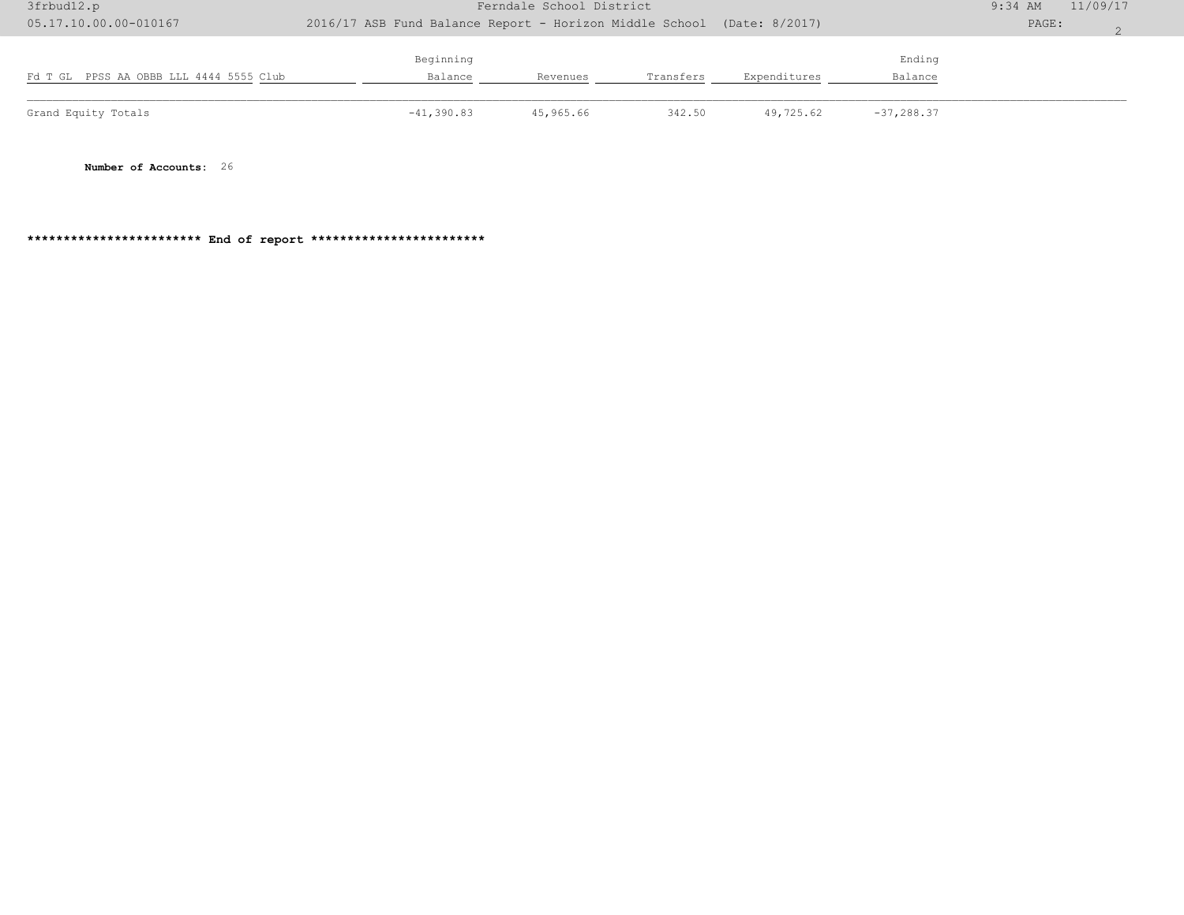| Fd T GL PPSS AA OBBB LLL 4444 5555 Club | Beginning Balance | Revenues | Transfers | Expenditures | Ending Balance |
|---|---|---|---|---|---|
| Grand Equity Totals | -41,390.83 | 45,965.66 | 342.50 | 49,725.62 | -37,288.37 |

**Number of Accounts:** 26

**\*\*\*\*\*\*\*\*\*\*\*\*\*\*\*\*\*\*\*\*\*\*\*\* End of report \*\*\*\*\*\*\*\*\*\*\*\*\*\*\*\*\*\*\*\*\*\*\*\***